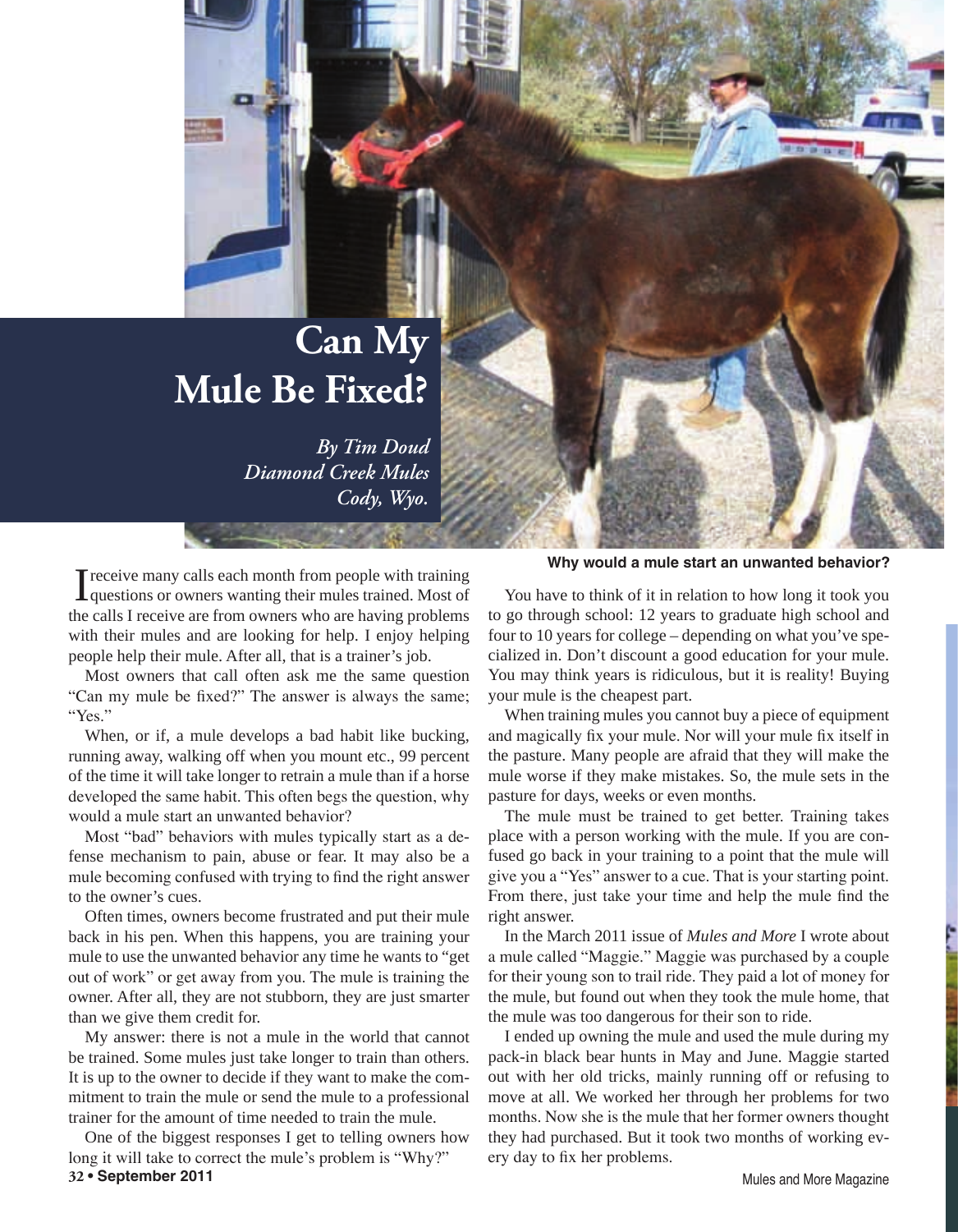# Can My Mule Be Fixed?

*By Tim Doud*
*Diamond Creek Mules*
*Cody, Wyo.*

I receive many calls each month from people with training questions or owners wanting their mules trained. Most of the calls I receive are from owners who are having problems with their mules and are looking for help. I enjoy helping people help their mule. After all, that is a trainer's job.

Most owners that call often ask me the same question "Can my mule be fixed?" The answer is always the same; "Yes."

When, or if, a mule develops a bad habit like bucking, running away, walking off when you mount etc., 99 percent of the time it will take longer to retrain a mule than if a horse developed the same habit. This often begs the question, why would a mule start an unwanted behavior?

Most "bad" behaviors with mules typically start as a defense mechanism to pain, abuse or fear. It may also be a mule becoming confused with trying to find the right answer to the owner's cues.

Often times, owners become frustrated and put their mule back in his pen. When this happens, you are training your mule to use the unwanted behavior any time he wants to "get out of work" or get away from you. The mule is training the owner. After all, they are not stubborn, they are just smarter than we give them credit for.

My answer: there is not a mule in the world that cannot be trained. Some mules just take longer to train than others. It is up to the owner to decide if they want to make the commitment to train the mule or send the mule to a professional trainer for the amount of time needed to train the mule.

One of the biggest responses I get to telling owners how long it will take to correct the mule's problem is "Why?"

**Why would a mule start an unwanted behavior?**

You have to think of it in relation to how long it took you to go through school: 12 years to graduate high school and four to 10 years for college – depending on what you've specialized in. Don't discount a good education for your mule. You may think years is ridiculous, but it is reality! Buying your mule is the cheapest part.

When training mules you cannot buy a piece of equipment and magically fix your mule. Nor will your mule fix itself in the pasture. Many people are afraid that they will make the mule worse if they make mistakes. So, the mule sets in the pasture for days, weeks or even months.

The mule must be trained to get better. Training takes place with a person working with the mule. If you are confused go back in your training to a point that the mule will give you a "Yes" answer to a cue. That is your starting point. From there, just take your time and help the mule find the right answer.

In the March 2011 issue of *Mules and More* I wrote about a mule called "Maggie." Maggie was purchased by a couple for their young son to trail ride. They paid a lot of money for the mule, but found out when they took the mule home, that the mule was too dangerous for their son to ride.

I ended up owning the mule and used the mule during my pack-in black bear hunts in May and June. Maggie started out with her old tricks, mainly running off or refusing to move at all. We worked her through her problems for two months. Now she is the mule that her former owners thought they had purchased. But it took two months of working every day to fix her problems.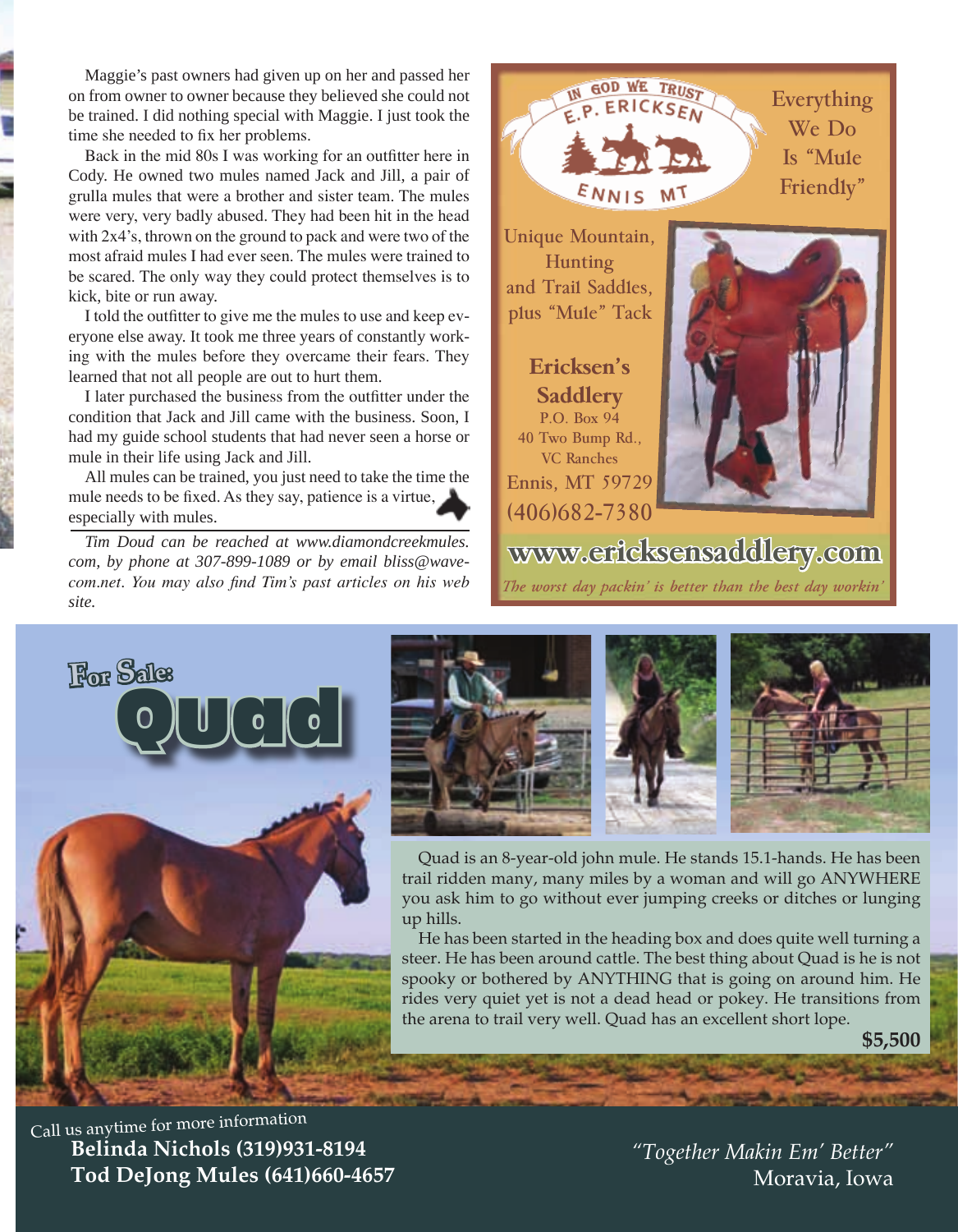Maggie's past owners had given up on her and passed her on from owner to owner because they believed she could not be trained. I did nothing special with Maggie. I just took the time she needed to fix her problems.

Back in the mid 80s I was working for an outfitter here in Cody. He owned two mules named Jack and Jill, a pair of grulla mules that were a brother and sister team. The mules were very, very badly abused. They had been hit in the head with 2x4's, thrown on the ground to pack and were two of the most afraid mules I had ever seen. The mules were trained to be scared. The only way they could protect themselves is to kick, bite or run away.

I told the outfitter to give me the mules to use and keep everyone else away. It took me three years of constantly working with the mules before they overcame their fears. They learned that not all people are out to hurt them.

I later purchased the business from the outfitter under the condition that Jack and Jill came with the business. Soon, I had my guide school students that had never seen a horse or mule in their life using Jack and Jill.

All mules can be trained, you just need to take the time the mule needs to be fixed. As they say, patience is a virtue, especially with mules.

*Tim Doud can be reached at www.diamondcreekmules.com, by phone at 307-899-1089 or by email bliss@wavecom.net. You may also find Tim's past articles on his web site.*

---

IN GOD WE TRUST
E.P. ERICKSEN
ENNIS MT

Everything We Do Is "Mule Friendly"

Unique Mountain, Hunting and Trail Saddles, plus "Mule" Tack

**Ericksen's Saddlery**
P.O. Box 94
40 Two Bump Rd.,
VC Ranches
Ennis, MT 59729
(406)682-7380

**www.ericksensaddlery.com**

*The worst day packin' is better than the best day workin'*

---

## For Sale: Quad

Quad is an 8-year-old john mule. He stands 15.1-hands. He has been trail ridden many, many miles by a woman and will go ANYWHERE you ask him to go without ever jumping creeks or ditches or lunging up hills.

He has been started in the heading box and does quite well turning a steer. He has been around cattle. The best thing about Quad is he is not spooky or bothered by ANYTHING that is going on around him. He rides very quiet yet is not a dead head or pokey. He transitions from the arena to trail very well. Quad has an excellent short lope.

**$5,500**

Call us anytime for more information
**Belinda Nichols (319)931-8194**
**Tod DeJong Mules (641)660-4657**

*"Together Makin Em' Better"*
Moravia, Iowa